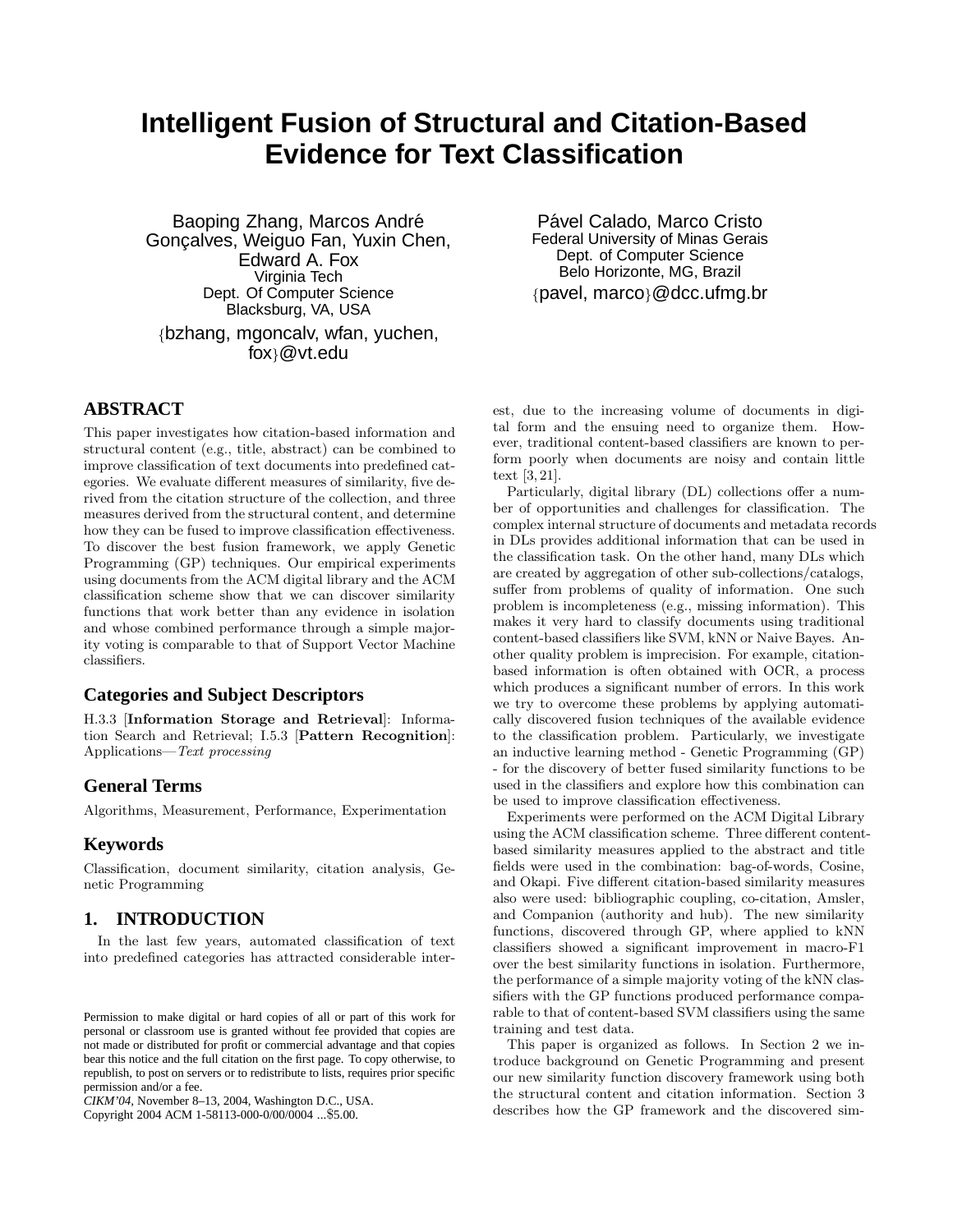# Intelligent Fusion of Structural and Citation-Based Evidence for Text Classification

Baoping Zhang, Marcos André Gonçalves, Weiguo Fan, Yuxin Chen, Edward A. Fox
Virginia Tech
Dept. Of Computer Science
Blacksburg, VA, USA
{bzhang, mgoncalv, wfan, yuchen, fox}@vt.edu

Pável Calado, Marco Cristo
Federal University of Minas Gerais
Dept. of Computer Science
Belo Horizonte, MG, Brazil
{pavel, marco}@dcc.ufmg.br

## ABSTRACT

This paper investigates how citation-based information and structural content (e.g., title, abstract) can be combined to improve classification of text documents into predefined categories. We evaluate different measures of similarity, five derived from the citation structure of the collection, and three measures derived from the structural content, and determine how they can be fused to improve classification effectiveness. To discover the best fusion framework, we apply Genetic Programming (GP) techniques. Our empirical experiments using documents from the ACM digital library and the ACM classification scheme show that we can discover similarity functions that work better than any evidence in isolation and whose combined performance through a simple majority voting is comparable to that of Support Vector Machine classifiers.

### Categories and Subject Descriptors

H.3.3 [**Information Storage and Retrieval**]: Information Search and Retrieval; I.5.3 [**Pattern Recognition**]: Applications—*Text processing*

### General Terms

Algorithms, Measurement, Performance, Experimentation

### Keywords

Classification, document similarity, citation analysis, Genetic Programming

## 1. INTRODUCTION

In the last few years, automated classification of text into predefined categories has attracted considerable interest, due to the increasing volume of documents in digital form and the ensuing need to organize them. However, traditional content-based classifiers are known to perform poorly when documents are noisy and contain little text [3, 21].

Particularly, digital library (DL) collections offer a number of opportunities and challenges for classification. The complex internal structure of documents and metadata records in DLs provides additional information that can be used in the classification task. On the other hand, many DLs which are created by aggregation of other sub-collections/catalogs, suffer from problems of quality of information. One such problem is incompleteness (e.g., missing information). This makes it very hard to classify documents using traditional content-based classifiers like SVM, kNN or Naive Bayes. Another quality problem is imprecision. For example, citation-based information is often obtained with OCR, a process which produces a significant number of errors. In this work we try to overcome these problems by applying automatically discovered fusion techniques of the available evidence to the classification problem. Particularly, we investigate an inductive learning method - Genetic Programming (GP) - for the discovery of better fused similarity functions to be used in the classifiers and explore how this combination can be used to improve classification effectiveness.

Experiments were performed on the ACM Digital Library using the ACM classification scheme. Three different content-based similarity measures applied to the abstract and title fields were used in the combination: bag-of-words, Cosine, and Okapi. Five different citation-based similarity measures also were used: bibliographic coupling, co-citation, Amsler, and Companion (authority and hub). The new similarity functions, discovered through GP, where applied to kNN classifiers showed a significant improvement in macro-F1 over the best similarity functions in isolation. Furthermore, the performance of a simple majority voting of the kNN classifiers with the GP functions produced performance comparable to that of content-based SVM classifiers using the same training and test data.

This paper is organized as follows. In Section 2 we introduce background on Genetic Programming and present our new similarity function discovery framework using both the structural content and citation information. Section 3 describes how the GP framework and the discovered sim-

Permission to make digital or hard copies of all or part of this work for personal or classroom use is granted without fee provided that copies are not made or distributed for profit or commercial advantage and that copies bear this notice and the full citation on the first page. To copy otherwise, to republish, to post on servers or to redistribute to lists, requires prior specific permission and/or a fee.
*CIKM'04*, November 8–13, 2004, Washington D.C., USA.
Copyright 2004 ACM 1-58113-000-0/00/0004 ...$5.00.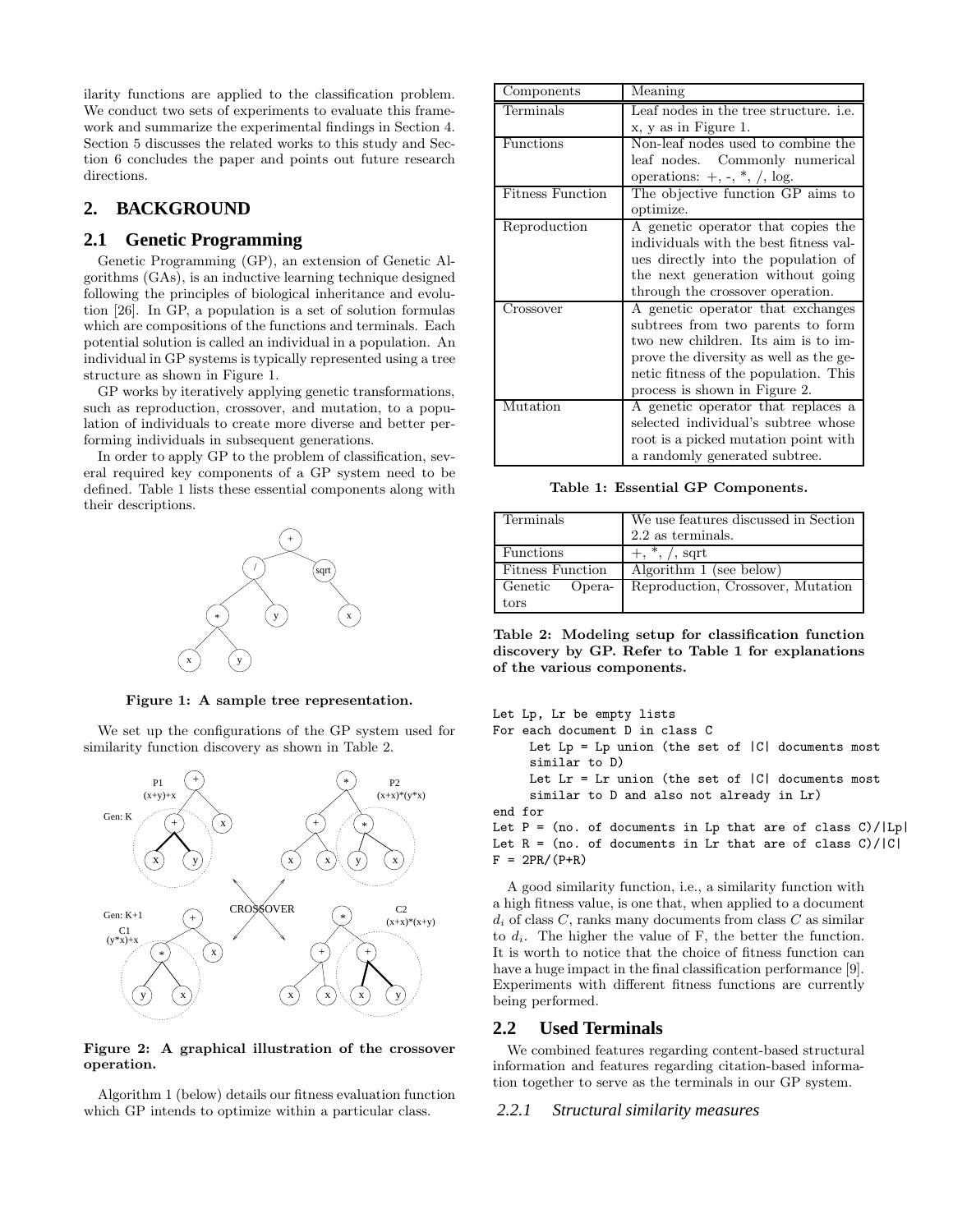ilarity functions are applied to the classification problem. We conduct two sets of experiments to evaluate this framework and summarize the experimental findings in Section 4. Section 5 discusses the related works to this study and Section 6 concludes the paper and points out future research directions.

## 2. BACKGROUND

### 2.1 Genetic Programming

Genetic Programming (GP), an extension of Genetic Algorithms (GAs), is an inductive learning technique designed following the principles of biological inheritance and evolution [26]. In GP, a population is a set of solution formulas which are compositions of the functions and terminals. Each potential solution is called an individual in a population. An individual in GP systems is typically represented using a tree structure as shown in Figure 1.

GP works by iteratively applying genetic transformations, such as reproduction, crossover, and mutation, to a population of individuals to create more diverse and better performing individuals in subsequent generations.

In order to apply GP to the problem of classification, several required key components of a GP system need to be defined. Table 1 lists these essential components along with their descriptions.

**Figure 1: A sample tree representation.**

We set up the configurations of the GP system used for similarity function discovery as shown in Table 2.

**Figure 2: A graphical illustration of the crossover operation.**

Algorithm 1 (below) details our fitness evaluation function which GP intends to optimize within a particular class.

| Components | Meaning |
|---|---|
| Terminals | Leaf nodes in the tree structure. i.e. x, y as in Figure 1. |
| Functions | Non-leaf nodes used to combine the leaf nodes. Commonly numerical operations: +, -, *, /, log. |
| Fitness Function | The objective function GP aims to optimize. |
| Reproduction | A genetic operator that copies the individuals with the best fitness values directly into the population of the next generation without going through the crossover operation. |
| Crossover | A genetic operator that exchanges subtrees from two parents to form two new children. Its aim is to improve the diversity as well as the genetic fitness of the population. This process is shown in Figure 2. |
| Mutation | A genetic operator that replaces a selected individual's subtree whose root is a picked mutation point with a randomly generated subtree. |

**Table 1: Essential GP Components.**

| Terminals | We use features discussed in Section 2.2 as terminals. |
|---|---|
| Functions | +, *, /, sqrt |
| Fitness Function | Algorithm 1 (see below) |
| Genetic Operators | Reproduction, Crossover, Mutation |

**Table 2: Modeling setup for classification function discovery by GP. Refer to Table 1 for explanations of the various components.**

```
Let Lp, Lr be empty lists
For each document D in class C
     Let Lp = Lp union (the set of |C| documents most
     similar to D)
     Let Lr = Lr union (the set of |C| documents most
     similar to D and also not already in Lr)
end for
Let P = (no. of documents in Lp that are of class C)/|Lp|
Let R = (no. of documents in Lr that are of class C)/|C|
F = 2PR/(P+R)
```

A good similarity function, i.e., a similarity function with a high fitness value, is one that, when applied to a document $d_i$ of class $C$, ranks many documents from class $C$ as similar to $d_i$. The higher the value of F, the better the function. It is worth to notice that the choice of fitness function can have a huge impact in the final classification performance [9]. Experiments with different fitness functions are currently being performed.

### 2.2 Used Terminals

We combined features regarding content-based structural information and features regarding citation-based information together to serve as the terminals in our GP system.

#### 2.2.1 *Structural similarity measures*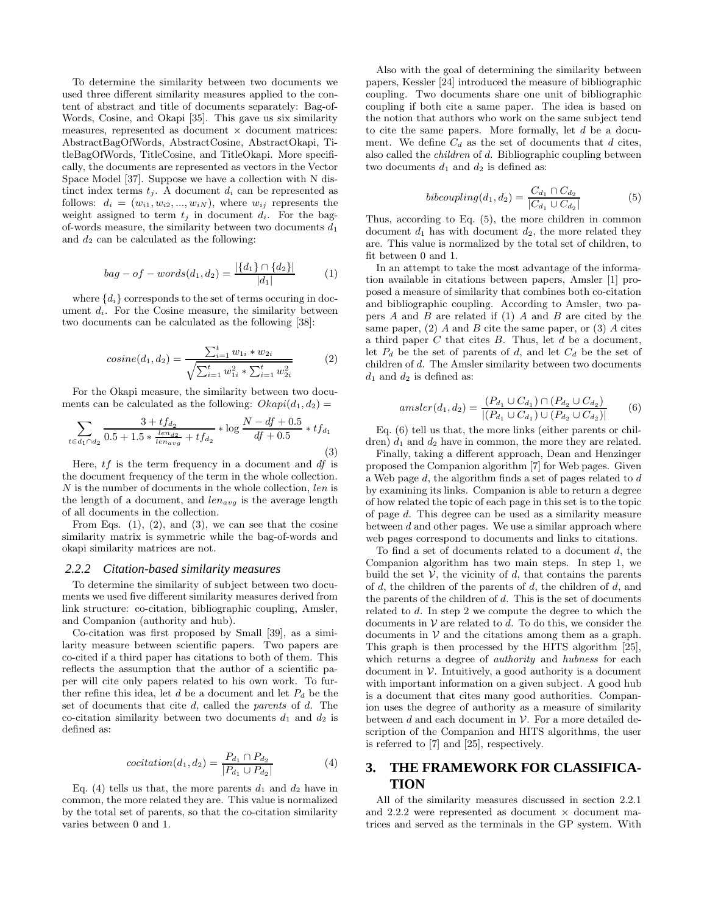To determine the similarity between two documents we used three different similarity measures applied to the content of abstract and title of documents separately: Bag-of-Words, Cosine, and Okapi [35]. This gave us six similarity measures, represented as document × document matrices: AbstractBagOfWords, AbstractCosine, AbstractOkapi, TitleBagOfWords, TitleCosine, and TitleOkapi. More specifically, the documents are represented as vectors in the Vector Space Model [37]. Suppose we have a collection with N distinct index terms $t_j$. A document $d_i$ can be represented as follows: $d_i = (w_{i1}, w_{i2}, ..., w_{iN})$, where $w_{ij}$ represents the weight assigned to term $t_j$ in document $d_i$. For the bag-of-words measure, the similarity between two documents $d_1$ and $d_2$ can be calculated as the following:

$$bag-of-words(d_1, d_2) = \frac{|\{d_1\} \cap \{d_2\}|}{|d_1|} \quad (1)$$

where $\{d_i\}$ corresponds to the set of terms occuring in document $d_i$. For the Cosine measure, the similarity between two documents can be calculated as the following [38]:

$$cosine(d_1, d_2) = \frac{\sum_{i=1}^{t} w_{1i} * w_{2i}}{\sqrt{\sum_{i=1}^{t} w_{1i}^2 * \sum_{i=1}^{t} w_{2i}^2}} \quad (2)$$

For the Okapi measure, the similarity between two documents can be calculated as the following: $Okapi(d_1, d_2) =$

$$\sum_{t \in d_1 \cap d_2} \frac{3 + tf_{d_2}}{0.5 + 1.5 * \frac{len_{d_2}}{len_{avg}} + tf_{d_2}} * \log \frac{N - df + 0.5}{df + 0.5} * tf_{d_1} \quad (3)$$

Here, $tf$ is the term frequency in a document and $df$ is the document frequency of the term in the whole collection. $N$ is the number of documents in the whole collection, $len$ is the length of a document, and $len_{avg}$ is the average length of all documents in the collection.

From Eqs. (1), (2), and (3), we can see that the cosine similarity matrix is symmetric while the bag-of-words and okapi similarity matrices are not.

### 2.2.2 Citation-based similarity measures

To determine the similarity of subject between two documents we used five different similarity measures derived from link structure: co-citation, bibliographic coupling, Amsler, and Companion (authority and hub).

Co-citation was first proposed by Small [39], as a similarity measure between scientific papers. Two papers are co-cited if a third paper has citations to both of them. This reflects the assumption that the author of a scientific paper will cite only papers related to his own work. To further refine this idea, let $d$ be a document and let $P_d$ be the set of documents that cite $d$, called the *parents* of $d$. The co-citation similarity between two documents $d_1$ and $d_2$ is defined as:

$$cocitation(d_1, d_2) = \frac{P_{d_1} \cap P_{d_2}}{|P_{d_1} \cup P_{d_2}|} \quad (4)$$

Eq. (4) tells us that, the more parents $d_1$ and $d_2$ have in common, the more related they are. This value is normalized by the total set of parents, so that the co-citation similarity varies between 0 and 1.

Also with the goal of determining the similarity between papers, Kessler [24] introduced the measure of bibliographic coupling. Two documents share one unit of bibliographic coupling if both cite a same paper. The idea is based on the notion that authors who work on the same subject tend to cite the same papers. More formally, let $d$ be a document. We define $C_d$ as the set of documents that $d$ cites, also called the *children* of $d$. Bibliographic coupling between two documents $d_1$ and $d_2$ is defined as:

$$bibcoupling(d_1, d_2) = \frac{C_{d_1} \cap C_{d_2}}{|C_{d_1} \cup C_{d_2}|} \quad (5)$$

Thus, according to Eq. (5), the more children in common document $d_1$ has with document $d_2$, the more related they are. This value is normalized by the total set of children, to fit between 0 and 1.

In an attempt to take the most advantage of the information available in citations between papers, Amsler [1] proposed a measure of similarity that combines both co-citation and bibliographic coupling. According to Amsler, two papers $A$ and $B$ are related if (1) $A$ and $B$ are cited by the same paper, (2) $A$ and $B$ cite the same paper, or (3) $A$ cites a third paper $C$ that cites $B$. Thus, let $d$ be a document, let $P_d$ be the set of parents of $d$, and let $C_d$ be the set of children of $d$. The Amsler similarity between two documents $d_1$ and $d_2$ is defined as:

$$amsler(d_1, d_2) = \frac{(P_{d_1} \cup C_{d_1}) \cap (P_{d_2} \cup C_{d_2})}{|(P_{d_1} \cup C_{d_1}) \cup (P_{d_2} \cup C_{d_2})|} \quad (6)$$

Eq. (6) tell us that, the more links (either parents or children) $d_1$ and $d_2$ have in common, the more they are related.

Finally, taking a different approach, Dean and Henzinger proposed the Companion algorithm [7] for Web pages. Given a Web page $d$, the algorithm finds a set of pages related to $d$ by examining its links. Companion is able to return a degree of how related the topic of each page in this set is to the topic of page $d$. This degree can be used as a similarity measure between $d$ and other pages. We use a similar approach where web pages correspond to documents and links to citations.

To find a set of documents related to a document $d$, the Companion algorithm has two main steps. In step 1, we build the set $\mathcal{V}$, the vicinity of $d$, that contains the parents of $d$, the children of the parents of $d$, the children of $d$, and the parents of the children of $d$. This is the set of documents related to $d$. In step 2 we compute the degree to which the documents in $\mathcal{V}$ are related to $d$. To do this, we consider the documents in $\mathcal{V}$ and the citations among them as a graph. This graph is then processed by the HITS algorithm [25], which returns a degree of *authority* and *hubness* for each document in $\mathcal{V}$. Intuitively, a good authority is a document with important information on a given subject. A good hub is a document that cites many good authorities. Companion uses the degree of authority as a measure of similarity between $d$ and each document in $\mathcal{V}$. For a more detailed description of the Companion and HITS algorithms, the user is referred to [7] and [25], respectively.

## 3. THE FRAMEWORK FOR CLASSIFICATION

All of the similarity measures discussed in section 2.2.1 and 2.2.2 were represented as document × document matrices and served as the terminals in the GP system. With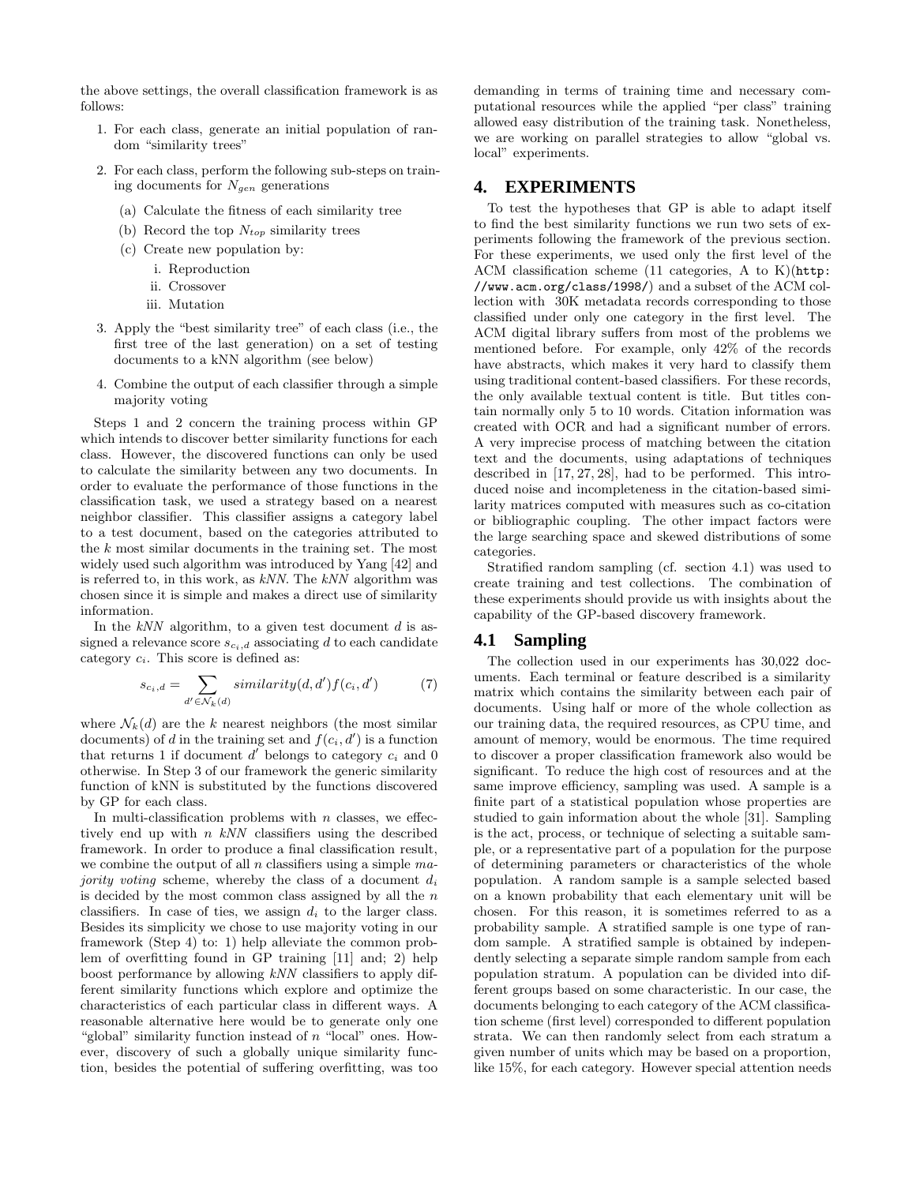the above settings, the overall classification framework is as follows:

1. For each class, generate an initial population of random "similarity trees"
2. For each class, perform the following sub-steps on training documents for $N_{gen}$ generations
   (a) Calculate the fitness of each similarity tree
   (b) Record the top $N_{top}$ similarity trees
   (c) Create new population by:
      i. Reproduction
      ii. Crossover
      iii. Mutation
3. Apply the "best similarity tree" of each class (i.e., the first tree of the last generation) on a set of testing documents to a kNN algorithm (see below)
4. Combine the output of each classifier through a simple majority voting

Steps 1 and 2 concern the training process within GP which intends to discover better similarity functions for each class. However, the discovered functions can only be used to calculate the similarity between any two documents. In order to evaluate the performance of those functions in the classification task, we used a strategy based on a nearest neighbor classifier. This classifier assigns a category label to a test document, based on the categories attributed to the $k$ most similar documents in the training set. The most widely used such algorithm was introduced by Yang [42] and is referred to, in this work, as *kNN*. The *kNN* algorithm was chosen since it is simple and makes a direct use of similarity information.

In the *kNN* algorithm, to a given test document $d$ is assigned a relevance score $s_{c_i,d}$ associating $d$ to each candidate category $c_i$. This score is defined as:

$$s_{c_i,d} = \sum_{d' \in \mathcal{N}_k(d)} similarity(d, d') f(c_i, d') \tag{7}$$

where $\mathcal{N}_k(d)$ are the $k$ nearest neighbors (the most similar documents) of $d$ in the training set and $f(c_i, d')$ is a function that returns 1 if document $d'$ belongs to category $c_i$ and 0 otherwise. In Step 3 of our framework the generic similarity function of kNN is substituted by the functions discovered by GP for each class.

In multi-classification problems with $n$ classes, we effectively end up with $n$ *kNN* classifiers using the described framework. In order to produce a final classification result, we combine the output of all $n$ classifiers using a simple *majority voting* scheme, whereby the class of a document $d_i$ is decided by the most common class assigned by all the $n$ classifiers. In case of ties, we assign $d_i$ to the larger class. Besides its simplicity we chose to use majority voting in our framework (Step 4) to: 1) help alleviate the common problem of overfitting found in GP training [11] and; 2) help boost performance by allowing *kNN* classifiers to apply different similarity functions which explore and optimize the characteristics of each particular class in different ways. A reasonable alternative here would be to generate only one "global" similarity function instead of $n$ "local" ones. However, discovery of such a globally unique similarity function, besides the potential of suffering overfitting, was too demanding in terms of training time and necessary computational resources while the applied "per class" training allowed easy distribution of the training task. Nonetheless, we are working on parallel strategies to allow "global vs. local" experiments.

## 4. EXPERIMENTS

To test the hypotheses that GP is able to adapt itself to find the best similarity functions we run two sets of experiments following the framework of the previous section. For these experiments, we used only the first level of the ACM classification scheme (11 categories, A to K)(`http://www.acm.org/class/1998/`) and a subset of the ACM collection with 30K metadata records corresponding to those classified under only one category in the first level. The ACM digital library suffers from most of the problems we mentioned before. For example, only 42% of the records have abstracts, which makes it very hard to classify them using traditional content-based classifiers. For these records, the only available textual content is title. But titles contain normally only 5 to 10 words. Citation information was created with OCR and had a significant number of errors. A very imprecise process of matching between the citation text and the documents, using adaptations of techniques described in [17, 27, 28], had to be performed. This introduced noise and incompleteness in the citation-based similarity matrices computed with measures such as co-citation or bibliographic coupling. The other impact factors were the large searching space and skewed distributions of some categories.

Stratified random sampling (cf. section 4.1) was used to create training and test collections. The combination of these experiments should provide us with insights about the capability of the GP-based discovery framework.

### 4.1 Sampling

The collection used in our experiments has 30,022 documents. Each terminal or feature described is a similarity matrix which contains the similarity between each pair of documents. Using half or more of the whole collection as our training data, the required resources, as CPU time, and amount of memory, would be enormous. The time required to discover a proper classification framework also would be significant. To reduce the high cost of resources and at the same improve efficiency, sampling was used. A sample is a finite part of a statistical population whose properties are studied to gain information about the whole [31]. Sampling is the act, process, or technique of selecting a suitable sample, or a representative part of a population for the purpose of determining parameters or characteristics of the whole population. A random sample is a sample selected based on a known probability that each elementary unit will be chosen. For this reason, it is sometimes referred to as a probability sample. A stratified sample is one type of random sample. A stratified sample is obtained by independently selecting a separate simple random sample from each population stratum. A population can be divided into different groups based on some characteristic. In our case, the documents belonging to each category of the ACM classification scheme (first level) corresponded to different population strata. We can then randomly select from each stratum a given number of units which may be based on a proportion, like 15%, for each category. However special attention needs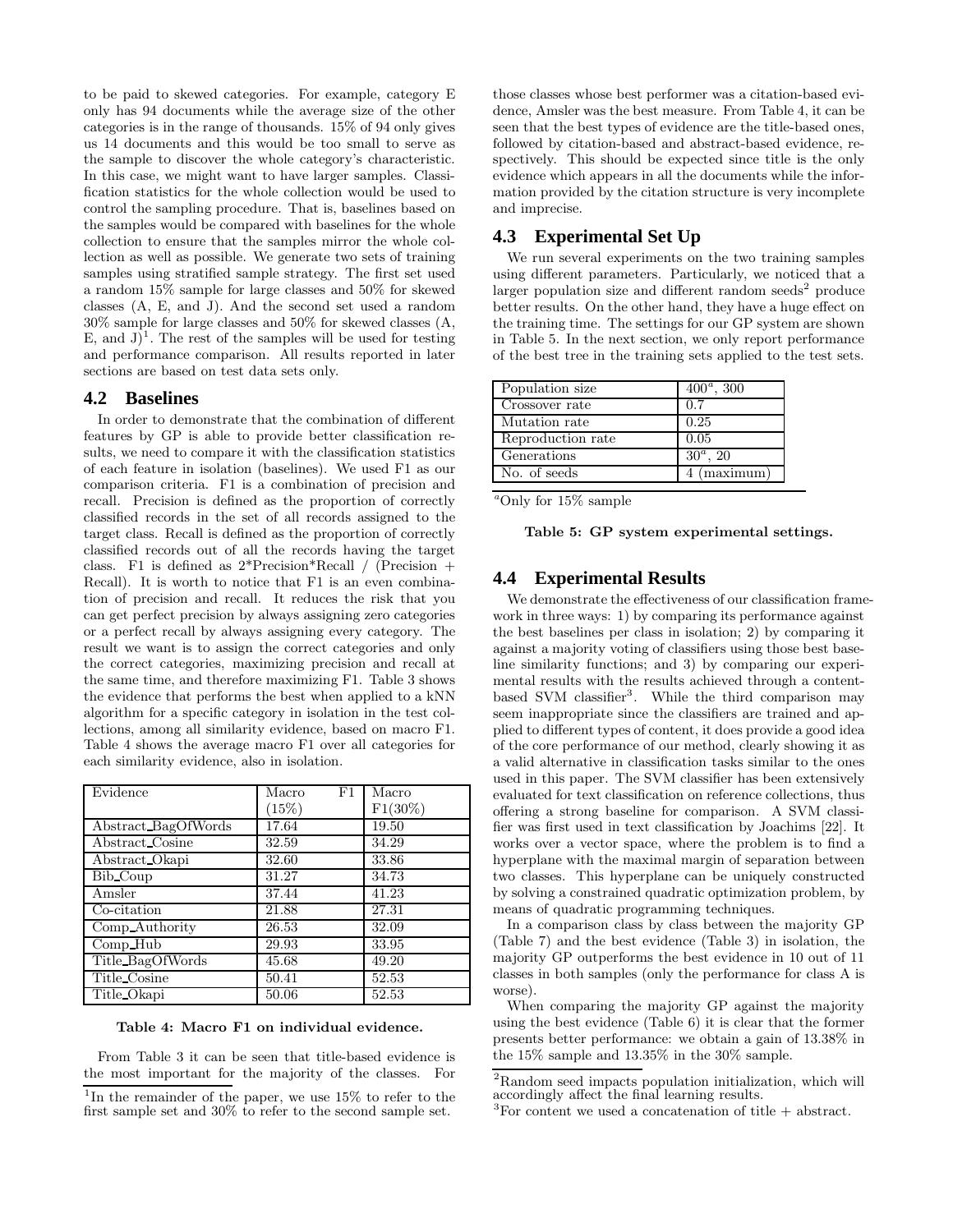to be paid to skewed categories. For example, category E only has 94 documents while the average size of the other categories is in the range of thousands. 15% of 94 only gives us 14 documents and this would be too small to serve as the sample to discover the whole category's characteristic. In this case, we might want to have larger samples. Classification statistics for the whole collection would be used to control the sampling procedure. That is, baselines based on the samples would be compared with baselines for the whole collection to ensure that the samples mirror the whole collection as well as possible. We generate two sets of training samples using stratified sample strategy. The first set used a random 15% sample for large classes and 50% for skewed classes (A, E, and J). And the second set used a random 30% sample for large classes and 50% for skewed classes (A, E, and J)[1]. The rest of the samples will be used for testing and performance comparison. All results reported in later sections are based on test data sets only.

### 4.2 Baselines

In order to demonstrate that the combination of different features by GP is able to provide better classification results, we need to compare it with the classification statistics of each feature in isolation (baselines). We used F1 as our comparison criteria. F1 is a combination of precision and recall. Precision is defined as the proportion of correctly classified records in the set of all records assigned to the target class. Recall is defined as the proportion of correctly classified records out of all the records having the target class. F1 is defined as 2*Precision*Recall / (Precision + Recall). It is worth to notice that F1 is an even combination of precision and recall. It reduces the risk that you can get perfect precision by always assigning zero categories or a perfect recall by always assigning every category. The result we want is to assign the correct categories and only the correct categories, maximizing precision and recall at the same time, and therefore maximizing F1. Table 3 shows the evidence that performs the best when applied to a kNN algorithm for a specific category in isolation in the test collections, among all similarity evidence, based on macro F1. Table 4 shows the average macro F1 over all categories for each similarity evidence, also in isolation.

| Evidence | Macro F1 (15%) | Macro F1(30%) |
|---|---|---|
| Abstract_BagOfWords | 17.64 | 19.50 |
| Abstract_Cosine | 32.59 | 34.29 |
| Abstract_Okapi | 32.60 | 33.86 |
| Bib_Coup | 31.27 | 34.73 |
| Amsler | 37.44 | 41.23 |
| Co-citation | 21.88 | 27.31 |
| Comp_Authority | 26.53 | 32.09 |
| Comp_Hub | 29.93 | 33.95 |
| Title_BagOfWords | 45.68 | 49.20 |
| Title_Cosine | 50.41 | 52.53 |
| Title_Okapi | 50.06 | 52.53 |

**Table 4: Macro F1 on individual evidence.**

From Table 3 it can be seen that title-based evidence is the most important for the majority of the classes. For those classes whose best performer was a citation-based evidence, Amsler was the best measure. From Table 4, it can be seen that the best types of evidence are the title-based ones, followed by citation-based and abstract-based evidence, respectively. This should be expected since title is the only evidence which appears in all the documents while the information provided by the citation structure is very incomplete and imprecise.

[1] In the remainder of the paper, we use 15% to refer to the first sample set and 30% to refer to the second sample set.

### 4.3 Experimental Set Up

We run several experiments on the two training samples using different parameters. Particularly, we noticed that a larger population size and different random seeds[2] produce better results. On the other hand, they have a huge effect on the training time. The settings for our GP system are shown in Table 5. In the next section, we only report performance of the best tree in the training sets applied to the test sets.

| Parameter | Value |
|---|---|
| Population size | 400[a], 300 |
| Crossover rate | 0.7 |
| Mutation rate | 0.25 |
| Reproduction rate | 0.05 |
| Generations | 30[a], 20 |
| No. of seeds | 4 (maximum) |

[a] Only for 15% sample

**Table 5: GP system experimental settings.**

### 4.4 Experimental Results

We demonstrate the effectiveness of our classification framework in three ways: 1) by comparing its performance against the best baselines per class in isolation; 2) by comparing it against a majority voting of classifiers using those best baseline similarity functions; and 3) by comparing our experimental results with the results achieved through a content-based SVM classifier[3]. While the third comparison may seem inappropriate since the classifiers are trained and applied to different types of content, it does provide a good idea of the core performance of our method, clearly showing it as a valid alternative in classification tasks similar to the ones used in this paper. The SVM classifier has been extensively evaluated for text classification on reference collections, thus offering a strong baseline for comparison. A SVM classifier was first used in text classification by Joachims [22]. It works over a vector space, where the problem is to find a hyperplane with the maximal margin of separation between two classes. This hyperplane can be uniquely constructed by solving a constrained quadratic optimization problem, by means of quadratic programming techniques.

In a comparison class by class between the majority GP (Table 7) and the best evidence (Table 3) in isolation, the majority GP outperforms the best evidence in 10 out of 11 classes in both samples (only the performance for class A is worse).

When comparing the majority GP against the majority using the best evidence (Table 6) it is clear that the former presents better performance: we obtain a gain of 13.38% in the 15% sample and 13.35% in the 30% sample.

[2] Random seed impacts population initialization, which will accordingly affect the final learning results.

[3] For content we used a concatenation of title + abstract.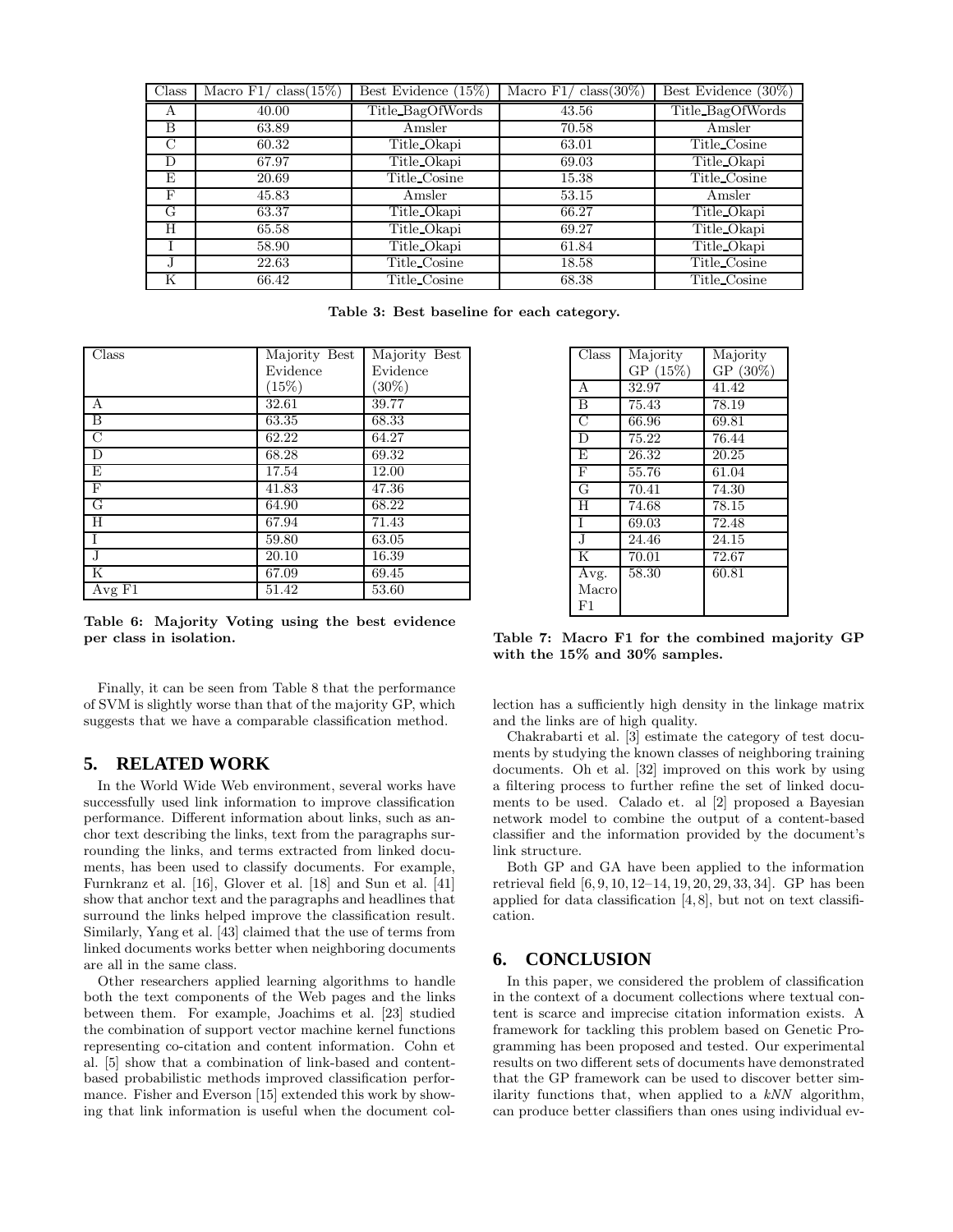| Class | Macro F1/ class(15%) | Best Evidence (15%) | Macro F1/ class(30%) | Best Evidence (30%) |
|---|---|---|---|---|
| A | 40.00 | Title_BagOfWords | 43.56 | Title_BagOfWords |
| B | 63.89 | Amsler | 70.58 | Amsler |
| C | 60.32 | Title_Okapi | 63.01 | Title_Cosine |
| D | 67.97 | Title_Okapi | 69.03 | Title_Okapi |
| E | 20.69 | Title_Cosine | 15.38 | Title_Cosine |
| F | 45.83 | Amsler | 53.15 | Amsler |
| G | 63.37 | Title_Okapi | 66.27 | Title_Okapi |
| H | 65.58 | Title_Okapi | 69.27 | Title_Okapi |
| I | 58.90 | Title_Okapi | 61.84 | Title_Okapi |
| J | 22.63 | Title_Cosine | 18.58 | Title_Cosine |
| K | 66.42 | Title_Cosine | 68.38 | Title_Cosine |

**Table 3: Best baseline for each category.**

| Class | Majority Best Evidence (15%) | Majority Best Evidence (30%) |
|---|---|---|
| A | 32.61 | 39.77 |
| B | 63.35 | 68.33 |
| C | 62.22 | 64.27 |
| D | 68.28 | 69.32 |
| E | 17.54 | 12.00 |
| F | 41.83 | 47.36 |
| G | 64.90 | 68.22 |
| H | 67.94 | 71.43 |
| I | 59.80 | 63.05 |
| J | 20.10 | 16.39 |
| K | 67.09 | 69.45 |
| Avg F1 | 51.42 | 53.60 |

**Table 6: Majority Voting using the best evidence per class in isolation.**

| Class | Majority GP (15%) | Majority GP (30%) |
|---|---|---|
| A | 32.97 | 41.42 |
| B | 75.43 | 78.19 |
| C | 66.96 | 69.81 |
| D | 75.22 | 76.44 |
| E | 26.32 | 20.25 |
| F | 55.76 | 61.04 |
| G | 70.41 | 74.30 |
| H | 74.68 | 78.15 |
| I | 69.03 | 72.48 |
| J | 24.46 | 24.15 |
| K | 70.01 | 72.67 |
| Avg. Macro F1 | 58.30 | 60.81 |

**Table 7: Macro F1 for the combined majority GP with the 15% and 30% samples.**

Finally, it can be seen from Table 8 that the performance of SVM is slightly worse than that of the majority GP, which suggests that we have a comparable classification method.

## 5. RELATED WORK

In the World Wide Web environment, several works have successfully used link information to improve classification performance. Different information about links, such as anchor text describing the links, text from the paragraphs surrounding the links, and terms extracted from linked documents, has been used to classify documents. For example, Furnkranz et al. [16], Glover et al. [18] and Sun et al. [41] show that anchor text and the paragraphs and headlines that surround the links helped improve the classification result. Similarly, Yang et al. [43] claimed that the use of terms from linked documents works better when neighboring documents are all in the same class.

Other researchers applied learning algorithms to handle both the text components of the Web pages and the links between them. For example, Joachims et al. [23] studied the combination of support vector machine kernel functions representing co-citation and content information. Cohn et al. [5] show that a combination of link-based and content-based probabilistic methods improved classification performance. Fisher and Everson [15] extended this work by showing that link information is useful when the document collection has a sufficiently high density in the linkage matrix and the links are of high quality.

Chakrabarti et al. [3] estimate the category of test documents by studying the known classes of neighboring training documents. Oh et al. [32] improved on this work by using a filtering process to further refine the set of linked documents to be used. Calado et. al [2] proposed a Bayesian network model to combine the output of a content-based classifier and the information provided by the document's link structure.

Both GP and GA have been applied to the information retrieval field [6, 9, 10, 12–14, 19, 20, 29, 33, 34]. GP has been applied for data classification [4, 8], but not on text classification.

## 6. CONCLUSION

In this paper, we considered the problem of classification in the context of a document collections where textual content is scarce and imprecise citation information exists. A framework for tackling this problem based on Genetic Programming has been proposed and tested. Our experimental results on two different sets of documents have demonstrated that the GP framework can be used to discover better similarity functions that, when applied to a *kNN* algorithm, can produce better classifiers than ones using individual ev-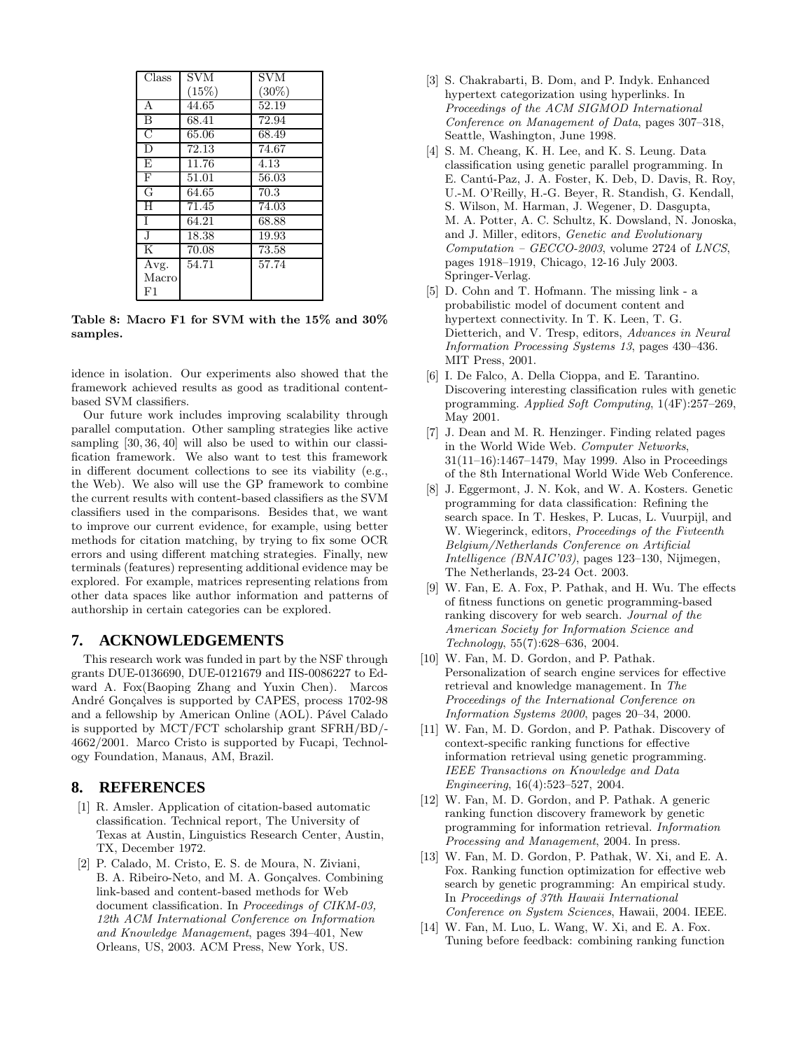| Class | SVM (15%) | SVM (30%) |
|---|---|---|
| A | 44.65 | 52.19 |
| B | 68.41 | 72.94 |
| C | 65.06 | 68.49 |
| D | 72.13 | 74.67 |
| E | 11.76 | 4.13 |
| F | 51.01 | 56.03 |
| G | 64.65 | 70.3 |
| H | 71.45 | 74.03 |
| I | 64.21 | 68.88 |
| J | 18.38 | 19.93 |
| K | 70.08 | 73.58 |
| Avg. Macro F1 | 54.71 | 57.74 |

**Table 8: Macro F1 for SVM with the 15% and 30% samples.**

idence in isolation. Our experiments also showed that the framework achieved results as good as traditional content-based SVM classifiers.

Our future work includes improving scalability through parallel computation. Other sampling strategies like active sampling [30, 36, 40] will also be used to within our classification framework. We also want to test this framework in different document collections to see its viability (e.g., the Web). We also will use the GP framework to combine the current results with content-based classifiers as the SVM classifiers used in the comparisons. Besides that, we want to improve our current evidence, for example, using better methods for citation matching, by trying to fix some OCR errors and using different matching strategies. Finally, new terminals (features) representing additional evidence may be explored. For example, matrices representing relations from other data spaces like author information and patterns of authorship in certain categories can be explored.

## 7. ACKNOWLEDGEMENTS

This research work was funded in part by the NSF through grants DUE-0136690, DUE-0121679 and IIS-0086227 to Edward A. Fox(Baoping Zhang and Yuxin Chen). Marcos André Gonçalves is supported by CAPES, process 1702-98 and a fellowship by American Online (AOL). Pável Calado is supported by MCT/FCT scholarship grant SFRH/BD/-4662/2001. Marco Cristo is supported by Fucapi, Technology Foundation, Manaus, AM, Brazil.

## 8. REFERENCES

[1] R. Amsler. Application of citation-based automatic classification. Technical report, The University of Texas at Austin, Linguistics Research Center, Austin, TX, December 1972.

[2] P. Calado, M. Cristo, E. S. de Moura, N. Ziviani, B. A. Ribeiro-Neto, and M. A. Gonçalves. Combining link-based and content-based methods for Web document classification. In *Proceedings of CIKM-03, 12th ACM International Conference on Information and Knowledge Management*, pages 394–401, New Orleans, US, 2003. ACM Press, New York, US.

[3] S. Chakrabarti, B. Dom, and P. Indyk. Enhanced hypertext categorization using hyperlinks. In *Proceedings of the ACM SIGMOD International Conference on Management of Data*, pages 307–318, Seattle, Washington, June 1998.

[4] S. M. Cheang, K. H. Lee, and K. S. Leung. Data classification using genetic parallel programming. In E. Cantú-Paz, J. A. Foster, K. Deb, D. Davis, R. Roy, U.-M. O'Reilly, H.-G. Beyer, R. Standish, G. Kendall, S. Wilson, M. Harman, J. Wegener, D. Dasgupta, M. A. Potter, A. C. Schultz, K. Dowsland, N. Jonoska, and J. Miller, editors, *Genetic and Evolutionary Computation – GECCO-2003*, volume 2724 of *LNCS*, pages 1918–1919, Chicago, 12-16 July 2003. Springer-Verlag.

[5] D. Cohn and T. Hofmann. The missing link - a probabilistic model of document content and hypertext connectivity. In T. K. Leen, T. G. Dietterich, and V. Tresp, editors, *Advances in Neural Information Processing Systems 13*, pages 430–436. MIT Press, 2001.

[6] I. De Falco, A. Della Cioppa, and E. Tarantino. Discovering interesting classification rules with genetic programming. *Applied Soft Computing*, 1(4F):257–269, May 2001.

[7] J. Dean and M. R. Henzinger. Finding related pages in the World Wide Web. *Computer Networks*, 31(11–16):1467–1479, May 1999. Also in Proceedings of the 8th International World Wide Web Conference.

[8] J. Eggermont, J. N. Kok, and W. A. Kosters. Genetic programming for data classification: Refining the search space. In T. Heskes, P. Lucas, L. Vuurpijl, and W. Wiegerinck, editors, *Proceedings of the Fivteenth Belgium/Netherlands Conference on Artificial Intelligence (BNAIC'03)*, pages 123–130, Nijmegen, The Netherlands, 23-24 Oct. 2003.

[9] W. Fan, E. A. Fox, P. Pathak, and H. Wu. The effects of fitness functions on genetic programming-based ranking discovery for web search. *Journal of the American Society for Information Science and Technology*, 55(7):628–636, 2004.

[10] W. Fan, M. D. Gordon, and P. Pathak. Personalization of search engine services for effective retrieval and knowledge management. In *The Proceedings of the International Conference on Information Systems 2000*, pages 20–34, 2000.

[11] W. Fan, M. D. Gordon, and P. Pathak. Discovery of context-specific ranking functions for effective information retrieval using genetic programming. *IEEE Transactions on Knowledge and Data Engineering*, 16(4):523–527, 2004.

[12] W. Fan, M. D. Gordon, and P. Pathak. A generic ranking function discovery framework by genetic programming for information retrieval. *Information Processing and Management*, 2004. In press.

[13] W. Fan, M. D. Gordon, P. Pathak, W. Xi, and E. A. Fox. Ranking function optimization for effective web search by genetic programming: An empirical study. In *Proceedings of 37th Hawaii International Conference on System Sciences*, Hawaii, 2004. IEEE.

[14] W. Fan, M. Luo, L. Wang, W. Xi, and E. A. Fox. Tuning before feedback: combining ranking function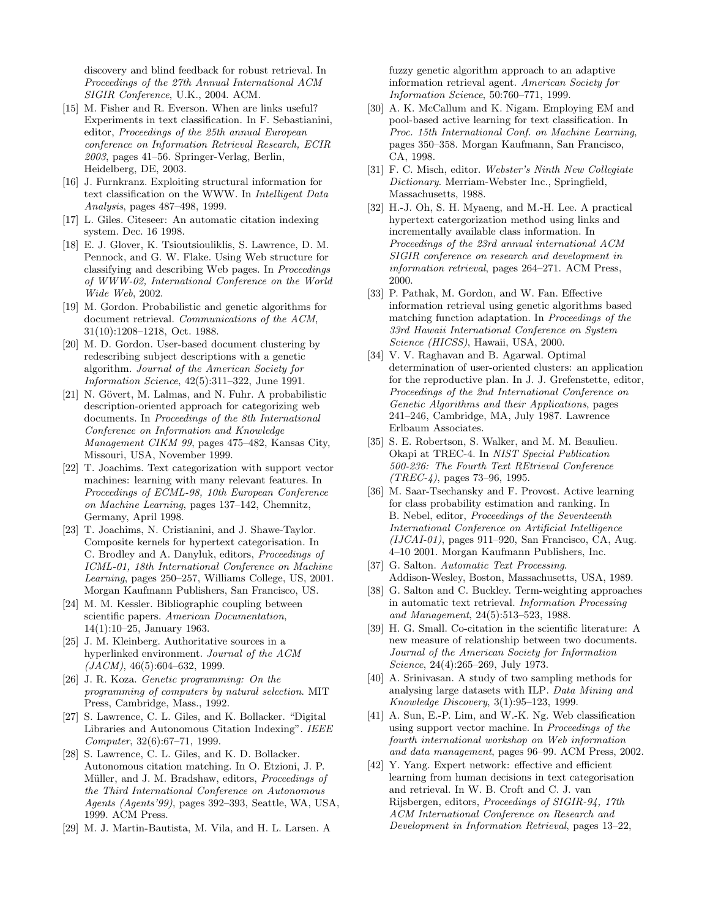discovery and blind feedback for robust retrieval. In *Proceedings of the 27th Annual International ACM SIGIR Conference*, U.K., 2004. ACM.

[15] M. Fisher and R. Everson. When are links useful? Experiments in text classification. In F. Sebastianini, editor, *Proceedings of the 25th annual European conference on Information Retrieval Research, ECIR 2003*, pages 41–56. Springer-Verlag, Berlin, Heidelberg, DE, 2003.

[16] J. Furnkranz. Exploiting structural information for text classification on the WWW. In *Intelligent Data Analysis*, pages 487–498, 1999.

[17] L. Giles. Citeseer: An automatic citation indexing system. Dec. 16 1998.

[18] E. J. Glover, K. Tsioutsiouliklis, S. Lawrence, D. M. Pennock, and G. W. Flake. Using Web structure for classifying and describing Web pages. In *Proceedings of WWW-02, International Conference on the World Wide Web*, 2002.

[19] M. Gordon. Probabilistic and genetic algorithms for document retrieval. *Communications of the ACM*, 31(10):1208–1218, Oct. 1988.

[20] M. D. Gordon. User-based document clustering by redescribing subject descriptions with a genetic algorithm. *Journal of the American Society for Information Science*, 42(5):311–322, June 1991.

[21] N. Gövert, M. Lalmas, and N. Fuhr. A probabilistic description-oriented approach for categorizing web documents. In *Proceedings of the 8th International Conference on Information and Knowledge Management CIKM 99*, pages 475–482, Kansas City, Missouri, USA, November 1999.

[22] T. Joachims. Text categorization with support vector machines: learning with many relevant features. In *Proceedings of ECML-98, 10th European Conference on Machine Learning*, pages 137–142, Chemnitz, Germany, April 1998.

[23] T. Joachims, N. Cristianini, and J. Shawe-Taylor. Composite kernels for hypertext categorisation. In C. Brodley and A. Danyluk, editors, *Proceedings of ICML-01, 18th International Conference on Machine Learning*, pages 250–257, Williams College, US, 2001. Morgan Kaufmann Publishers, San Francisco, US.

[24] M. M. Kessler. Bibliographic coupling between scientific papers. *American Documentation*, 14(1):10–25, January 1963.

[25] J. M. Kleinberg. Authoritative sources in a hyperlinked environment. *Journal of the ACM (JACM)*, 46(5):604–632, 1999.

[26] J. R. Koza. *Genetic programming: On the programming of computers by natural selection*. MIT Press, Cambridge, Mass., 1992.

[27] S. Lawrence, C. L. Giles, and K. Bollacker. "Digital Libraries and Autonomous Citation Indexing". *IEEE Computer*, 32(6):67–71, 1999.

[28] S. Lawrence, C. L. Giles, and K. D. Bollacker. Autonomous citation matching. In O. Etzioni, J. P. Müller, and J. M. Bradshaw, editors, *Proceedings of the Third International Conference on Autonomous Agents (Agents'99)*, pages 392–393, Seattle, WA, USA, 1999. ACM Press.

[29] M. J. Martin-Bautista, M. Vila, and H. L. Larsen. A fuzzy genetic algorithm approach to an adaptive information retrieval agent. *American Society for Information Science*, 50:760–771, 1999.

[30] A. K. McCallum and K. Nigam. Employing EM and pool-based active learning for text classification. In *Proc. 15th International Conf. on Machine Learning*, pages 350–358. Morgan Kaufmann, San Francisco, CA, 1998.

[31] F. C. Misch, editor. *Webster's Ninth New Collegiate Dictionary*. Merriam-Webster Inc., Springfield, Massachusetts, 1988.

[32] H.-J. Oh, S. H. Myaeng, and M.-H. Lee. A practical hypertext catergorization method using links and incrementally available class information. In *Proceedings of the 23rd annual international ACM SIGIR conference on research and development in information retrieval*, pages 264–271. ACM Press, 2000.

[33] P. Pathak, M. Gordon, and W. Fan. Effective information retrieval using genetic algorithms based matching function adaptation. In *Proceedings of the 33rd Hawaii International Conference on System Science (HICSS)*, Hawaii, USA, 2000.

[34] V. V. Raghavan and B. Agarwal. Optimal determination of user-oriented clusters: an application for the reproductive plan. In J. J. Grefenstette, editor, *Proceedings of the 2nd International Conference on Genetic Algorithms and their Applications*, pages 241–246, Cambridge, MA, July 1987. Lawrence Erlbaum Associates.

[35] S. E. Robertson, S. Walker, and M. M. Beaulieu. Okapi at TREC-4. In *NIST Special Publication 500-236: The Fourth Text REtrieval Conference (TREC-4)*, pages 73–96, 1995.

[36] M. Saar-Tsechansky and F. Provost. Active learning for class probability estimation and ranking. In B. Nebel, editor, *Proceedings of the Seventeenth International Conference on Artificial Intelligence (IJCAI-01)*, pages 911–920, San Francisco, CA, Aug. 4–10 2001. Morgan Kaufmann Publishers, Inc.

[37] G. Salton. *Automatic Text Processing*. Addison-Wesley, Boston, Massachusetts, USA, 1989.

[38] G. Salton and C. Buckley. Term-weighting approaches in automatic text retrieval. *Information Processing and Management*, 24(5):513–523, 1988.

[39] H. G. Small. Co-citation in the scientific literature: A new measure of relationship between two documents. *Journal of the American Society for Information Science*, 24(4):265–269, July 1973.

[40] A. Srinivasan. A study of two sampling methods for analysing large datasets with ILP. *Data Mining and Knowledge Discovery*, 3(1):95–123, 1999.

[41] A. Sun, E.-P. Lim, and W.-K. Ng. Web classification using support vector machine. In *Proceedings of the fourth international workshop on Web information and data management*, pages 96–99. ACM Press, 2002.

[42] Y. Yang. Expert network: effective and efficient learning from human decisions in text categorisation and retrieval. In W. B. Croft and C. J. van Rijsbergen, editors, *Proceedings of SIGIR-94, 17th ACM International Conference on Research and Development in Information Retrieval*, pages 13–22,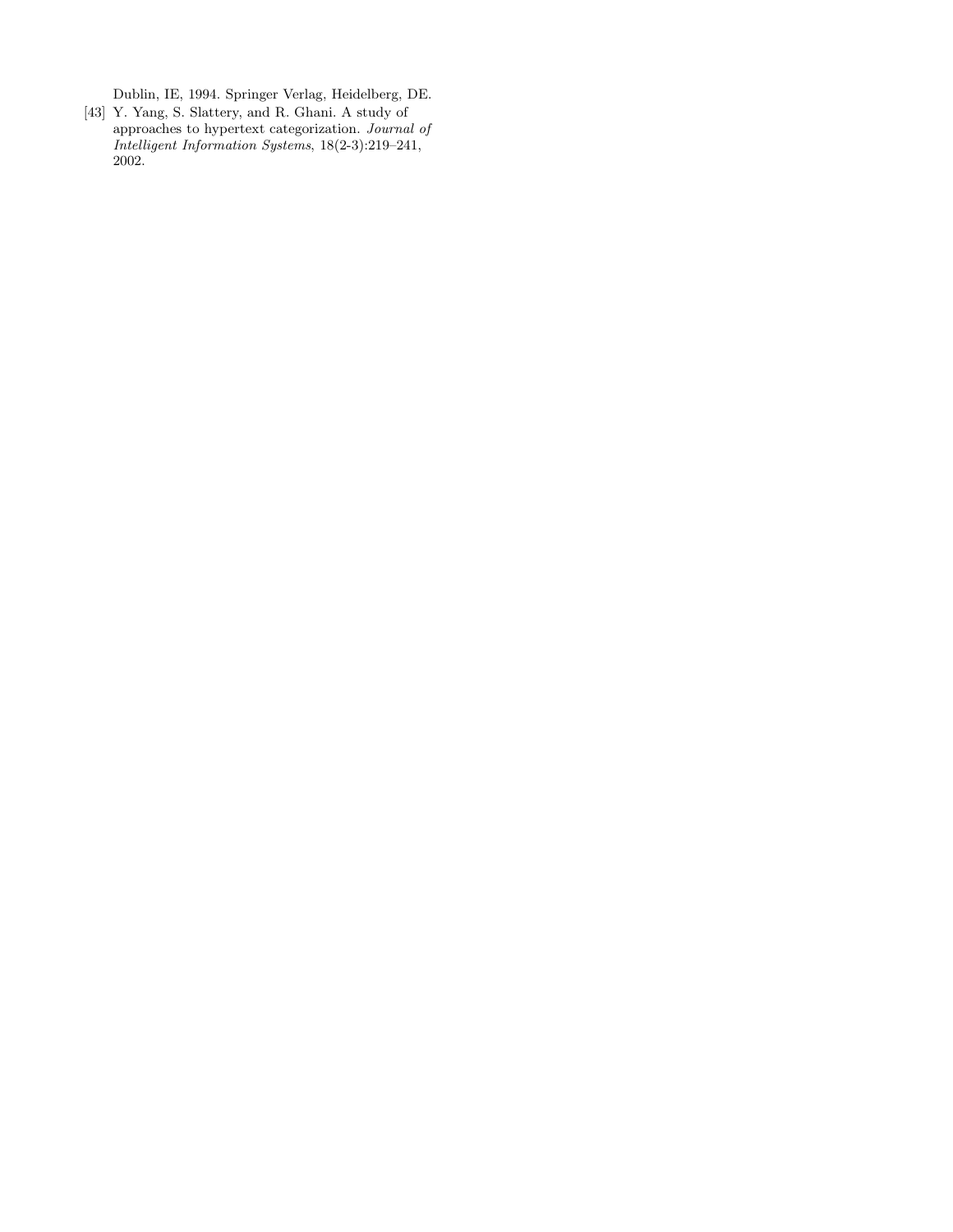Dublin, IE, 1994. Springer Verlag, Heidelberg, DE.

[43] Y. Yang, S. Slattery, and R. Ghani. A study of approaches to hypertext categorization. *Journal of Intelligent Information Systems*, 18(2-3):219–241, 2002.